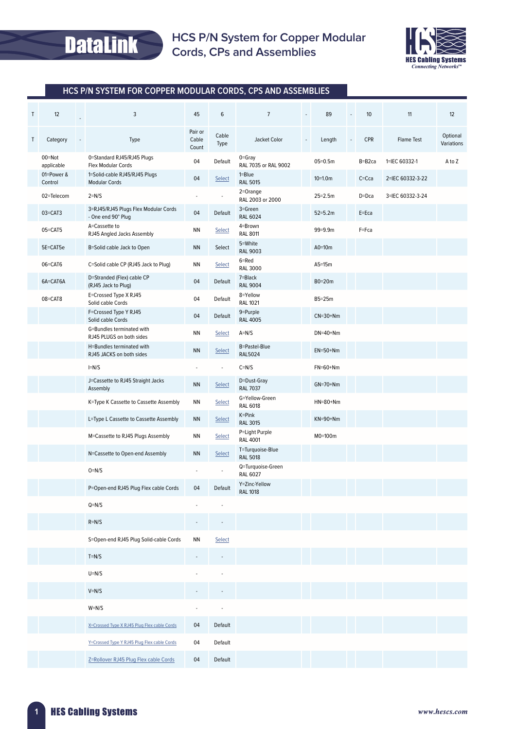# HCS P/N System for Copper Modular Cords, CPs and Assemblies

## HCS P/N SYSTEM FOR COPPER MODULAR CORDS, CPS AND ASSEMBLIES

| T | 12 | - | 3 | 45 | 6 | 7 | - | 89 | - | 10 | 11 | 12 |
|---|---|---|---|---|---|---|---|---|---|---|---|---|
| T | Category | - | Type | Pair or Cable Count | Cable Type | Jacket Color | - | Length | - | CPR | Flame Test | Optional Variations |
| | 00=Not applicable | | 0=Standard RJ45/RJ45 Plugs Flex Modular Cords | 04 | Default | 0=Gray RAL 7035 or RAL 9002 | | 05=0.5m | | B=B2ca | 1=IEC 60332-1 | A to Z |
| | 01=Power & Control | | 1=Solid-cable RJ45/RJ45 Plugs Modular Cords | 04 | Select | 1=Blue RAL 5015 | | 10=1.0m | | C=Cca | 2=IEC 60332-3-22 | |
| | 02=Telecom | | 2=N/S | - | - | 2=Orange RAL 2003 or 2000 | | 25=2.5m | | D=Dca | 3=IEC 60332-3-24 | |
| | 03=CAT3 | | 3=RJ45/RJ45 Plugs Flex Modular Cords - One end 90° Plug | 04 | Default | 3=Green RAL 6024 | | 52=5.2m | | E=Eca | | |
| | 05=CAT5 | | A=Cassette to RJ45 Angled Jacks Assembly | NN | Select | 4=Brown RAL 8011 | | 99=9.9m | | F=Fca | | |
| | 5E=CAT5e | | B=Solid cable Jack to Open | NN | Select | 5=White RAL 9003 | | A0=10m | | | | |
| | 06=CAT6 | | C=Solid cable CP (RJ45 Jack to Plug) | NN | Select | 6=Red RAL 3000 | | A5=15m | | | | |
| | 6A=CAT6A | | D=Stranded (Flex) cable CP (RJ45 Jack to Plug) | 04 | Default | 7=Black RAL 9004 | | B0=20m | | | | |
| | 08=CAT8 | | E=Crossed Type X RJ45 Solid cable Cords | 04 | Default | 8=Yellow RAL 1021 | | B5=25m | | | | |
| | | | F=Crossed Type Y RJ45 Solid cable Cords | 04 | Default | 9=Purple RAL 4005 | | CN=30+Nm | | | | |
| | | | G=Bundles terminated with RJ45 PLUGS on both sides | NN | Select | A=N/S | | DN=40+Nm | | | | |
| | | | H=Bundles terminated with RJ45 JACKS on both sides | NN | Select | B=Pastel-Blue RAL5024 | | EN=50+Nm | | | | |
| | | | I=N/S | - | - | C=N/S | | FN=60+Nm | | | | |
| | | | J=Cassette to RJ45 Straight Jacks Assembly | NN | Select | D=Dust-Gray RAL 7037 | | GN=70+Nm | | | | |
| | | | K=Type K Cassette to Cassette Assembly | NN | Select | G=Yellow-Green RAL 6018 | | HN=80+Nm | | | | |
| | | | L=Type L Cassette to Cassette Assembly | NN | Select | K=Pink RAL 3015 | | KN=90+Nm | | | | |
| | | | M=Cassette to RJ45 Plugs Assembly | NN | Select | P=Light Purple RAL 4001 | | M0=100m | | | | |
| | | | N=Cassette to Open-end Assembly | NN | Select | T=Turquoise-Blue RAL 5018 | | | | | | |
| | | | O=N/S | - | - | Q=Turquoise-Green RAL 6027 | | | | | | |
| | | | P=Open-end RJ45 Plug Flex cable Cords | 04 | Default | Y=Zinc-Yellow RAL 1018 | | | | | | |
| | | | Q=N/S | - | - | | | | | | | |
| | | | R=N/S | - | - | | | | | | | |
| | | | S=Open-end RJ45 Plug Solid-cable Cords | NN | Select | | | | | | | |
| | | | T=N/S | - | - | | | | | | | |
| | | | U=N/S | - | - | | | | | | | |
| | | | V=N/S | - | - | | | | | | | |
| | | | W=N/S | - | - | | | | | | | |
| | | | X=Crossed Type X RJ45 Plug Flex cable Cords | 04 | Default | | | | | | | |
| | | | Y=Crossed Type Y RJ45 Plug Flex cable Cords | 04 | Default | | | | | | | |
| | | | Z=Rollover RJ45 Plug Flex cable Cords | 04 | Default | | | | | | | |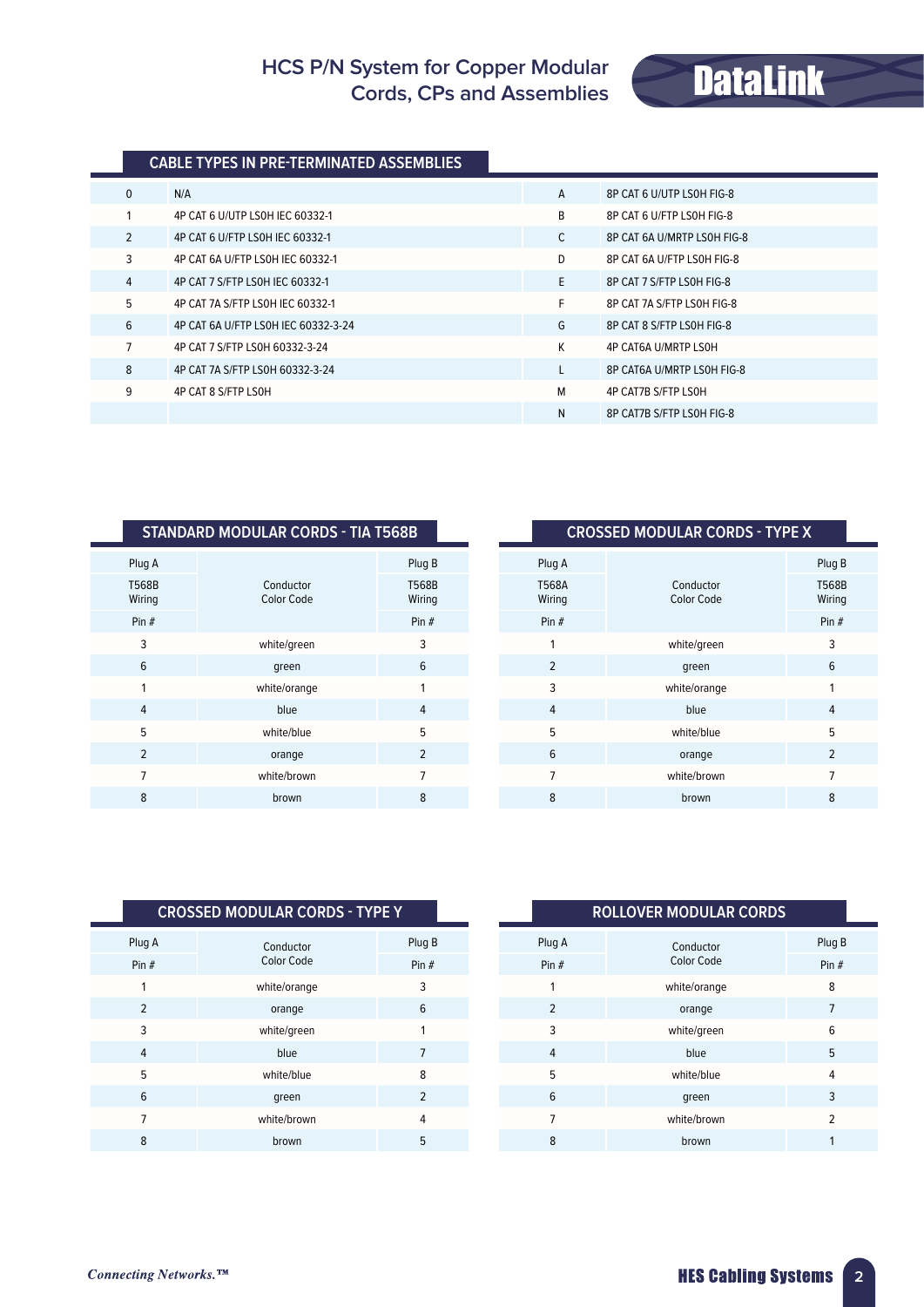# HCS P/N System for Copper Modular Cords, CPs and Assemblies

## CABLE TYPES IN PRE-TERMINATED ASSEMBLIES

| | | | |
|---|---|---|---|
| 0 | N/A | A | 8P CAT 6 U/UTP LSOH FIG-8 |
| 1 | 4P CAT 6 U/UTP LSOH IEC 60332-1 | B | 8P CAT 6 U/FTP LSOH FIG-8 |
| 2 | 4P CAT 6 U/FTP LSOH IEC 60332-1 | C | 8P CAT 6A U/MRTP LSOH FIG-8 |
| 3 | 4P CAT 6A U/FTP LSOH IEC 60332-1 | D | 8P CAT 6A U/FTP LSOH FIG-8 |
| 4 | 4P CAT 7 S/FTP LSOH IEC 60332-1 | E | 8P CAT 7 S/FTP LSOH FIG-8 |
| 5 | 4P CAT 7A S/FTP LSOH IEC 60332-1 | F | 8P CAT 7A S/FTP LSOH FIG-8 |
| 6 | 4P CAT 6A U/FTP LSOH IEC 60332-3-24 | G | 8P CAT 8 S/FTP LSOH FIG-8 |
| 7 | 4P CAT 7 S/FTP LSOH 60332-3-24 | K | 4P CAT6A U/MRTP LSOH |
| 8 | 4P CAT 7A S/FTP LSOH 60332-3-24 | L | 8P CAT6A U/MRTP LSOH FIG-8 |
| 9 | 4P CAT 8 S/FTP LSOH | M | 4P CAT7B S/FTP LSOH |
| | | N | 8P CAT7B S/FTP LSOH FIG-8 |

## STANDARD MODULAR CORDS - TIA T568B

| Plug A | Conductor Color Code | Plug B |
|---|---|---|
| T568B Wiring | | T568B Wiring |
| Pin # | | Pin # |
| 3 | white/green | 3 |
| 6 | green | 6 |
| 1 | white/orange | 1 |
| 4 | blue | 4 |
| 5 | white/blue | 5 |
| 2 | orange | 2 |
| 7 | white/brown | 7 |
| 8 | brown | 8 |

## CROSSED MODULAR CORDS - TYPE X

| Plug A | Conductor Color Code | Plug B |
|---|---|---|
| T568A Wiring | | T568B Wiring |
| Pin # | | Pin # |
| 1 | white/green | 3 |
| 2 | green | 6 |
| 3 | white/orange | 1 |
| 4 | blue | 4 |
| 5 | white/blue | 5 |
| 6 | orange | 2 |
| 7 | white/brown | 7 |
| 8 | brown | 8 |

## CROSSED MODULAR CORDS - TYPE Y

| Plug A | Conductor Color Code | Plug B |
|---|---|---|
| Pin # | | Pin # |
| 1 | white/orange | 3 |
| 2 | orange | 6 |
| 3 | white/green | 1 |
| 4 | blue | 7 |
| 5 | white/blue | 8 |
| 6 | green | 2 |
| 7 | white/brown | 4 |
| 8 | brown | 5 |

## ROLLOVER MODULAR CORDS

| Plug A | Conductor Color Code | Plug B |
|---|---|---|
| Pin # | | Pin # |
| 1 | white/orange | 8 |
| 2 | orange | 7 |
| 3 | white/green | 6 |
| 4 | blue | 5 |
| 5 | white/blue | 4 |
| 6 | green | 3 |
| 7 | white/brown | 2 |
| 8 | brown | 1 |